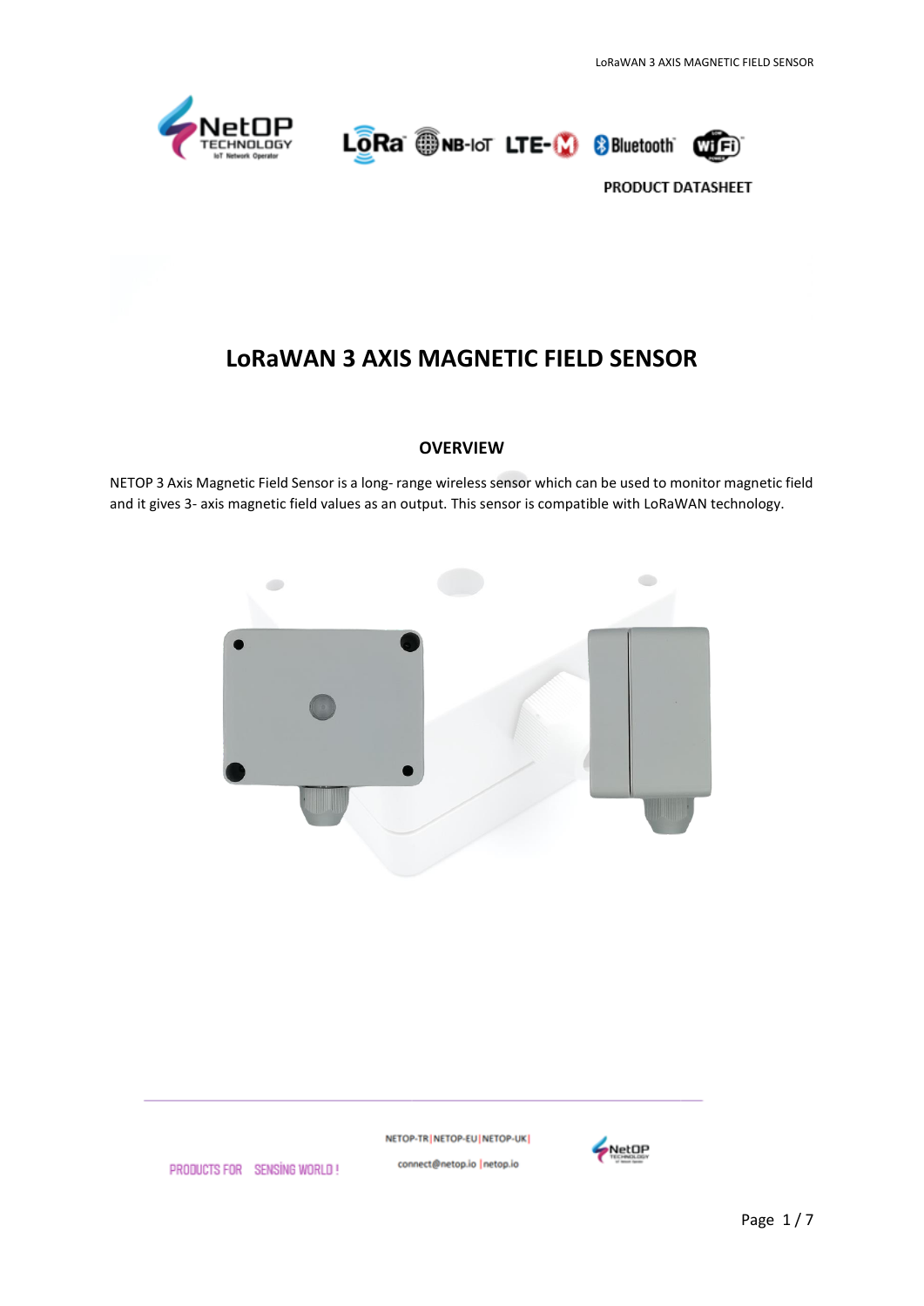PRODUCT DATASHEET

# LoRaWAN 3 AXIS MAGNETIC FIELD SENSOR

## OVERVIEW

NETOP 3 Axis Magnetic Field Sensor is a long- range wireless sensor which can be used to monitor magnetic field and it gives 3- axis magnetic field values as an output. This sensor is compatible with LoRaWAN technology.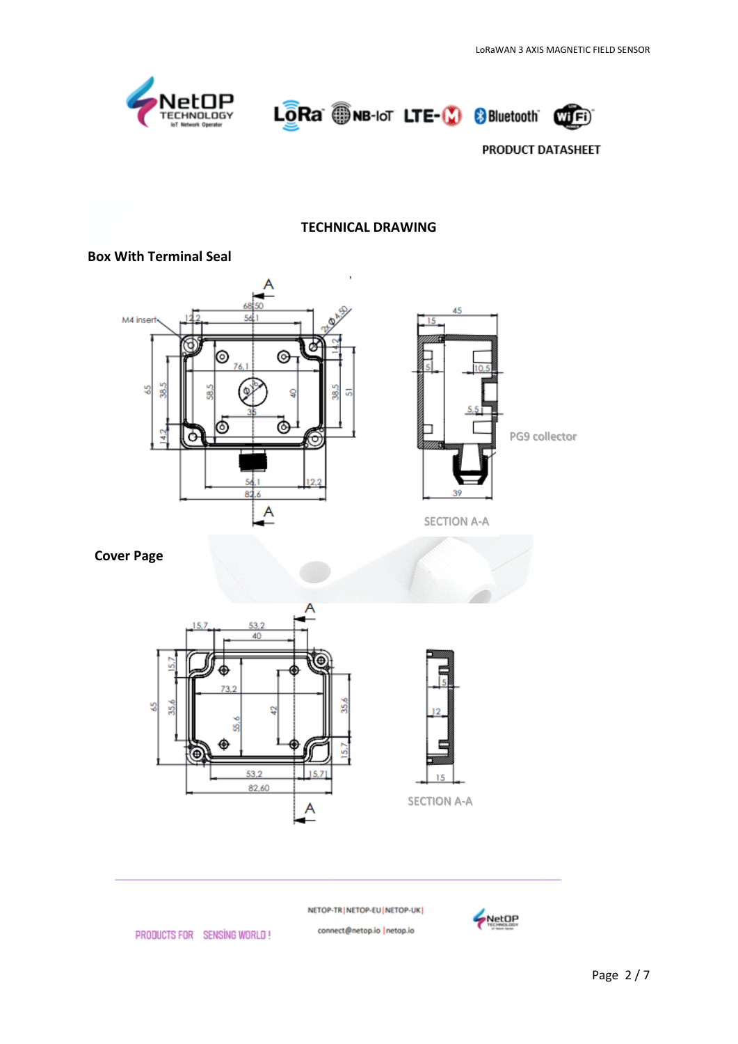PRODUCT DATASHEET

## TECHNICAL DRAWING

### Box With Terminal Seal

### Cover Page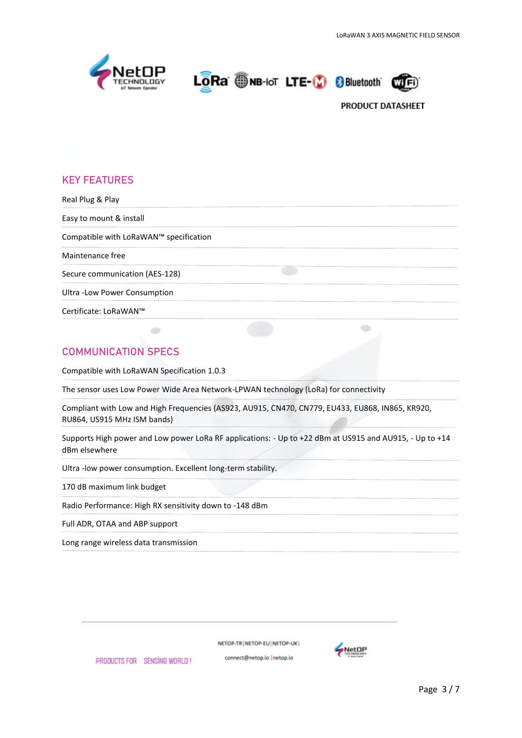**PRODUCT DATASHEET**

## KEY FEATURES

Real Plug & Play

Easy to mount & install

Compatible with LoRaWAN™ specification

Maintenance free

Secure communication (AES-128)

Ultra -Low Power Consumption

Certificate: LoRaWAN™

## COMMUNICATION SPECS

Compatible with LoRaWAN Specification 1.0.3

The sensor uses Low Power Wide Area Network-LPWAN technology (LoRa) for connectivity

Compliant with Low and High Frequencies (AS923, AU915, CN470, CN779, EU433, EU868, IN865, KR920, RU864, US915 MHz ISM bands)

Supports High power and Low power LoRa RF applications: - Up to +22 dBm at US915 and AU915, - Up to +14 dBm elsewhere

Ultra -low power consumption. Excellent long-term stability.

170 dB maximum link budget

Radio Performance: High RX sensitivity down to -148 dBm

Full ADR, OTAA and ABP support

Long range wireless data transmission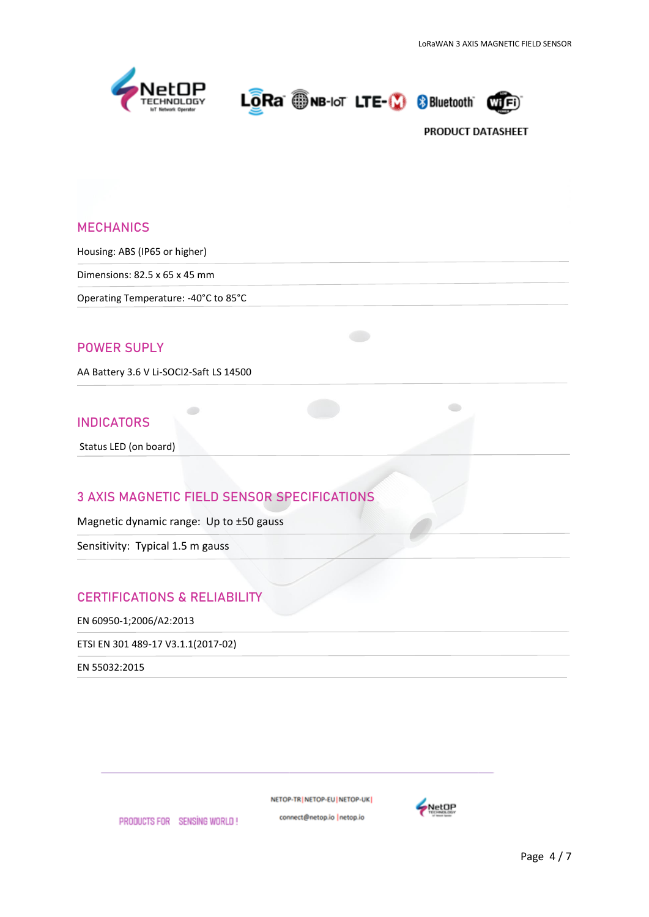## MECHANICS

Housing: ABS (IP65 or higher)

Dimensions: 82.5 x 65 x 45 mm

Operating Temperature: -40°C to 85°C

## POWER SUPLY

AA Battery 3.6 V Li-SOCl2-Saft LS 14500

## INDICATORS

Status LED (on board)

## 3 AXIS MAGNETIC FIELD SENSOR SPECIFICATIONS

Magnetic dynamic range: Up to ±50 gauss

Sensitivity: Typical 1.5 m gauss

## CERTIFICATIONS & RELIABILITY

EN 60950-1;2006/A2:2013

ETSI EN 301 489-17 V3.1.1(2017-02)

EN 55032:2015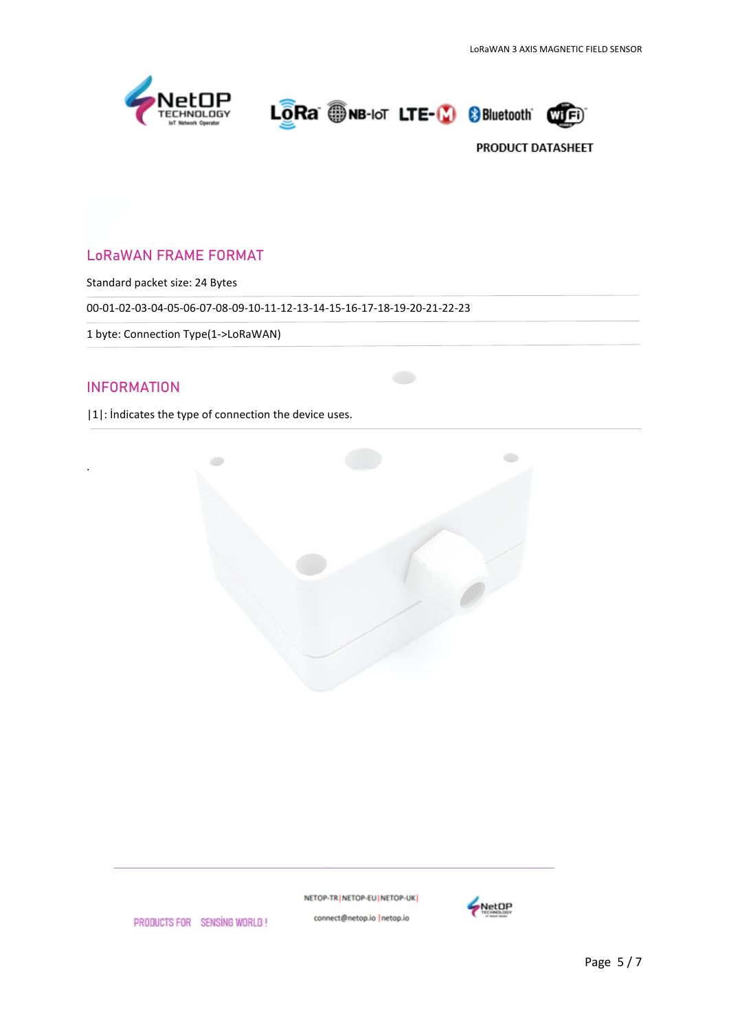## LoRaWAN FRAME FORMAT

Standard packet size: 24 Bytes

00-01-02-03-04-05-06-07-08-09-10-11-12-13-14-15-16-17-18-19-20-21-22-23

1 byte: Connection Type(1->LoRaWAN)

## INFORMATION

|1|: İndicates the type of connection the device uses.

.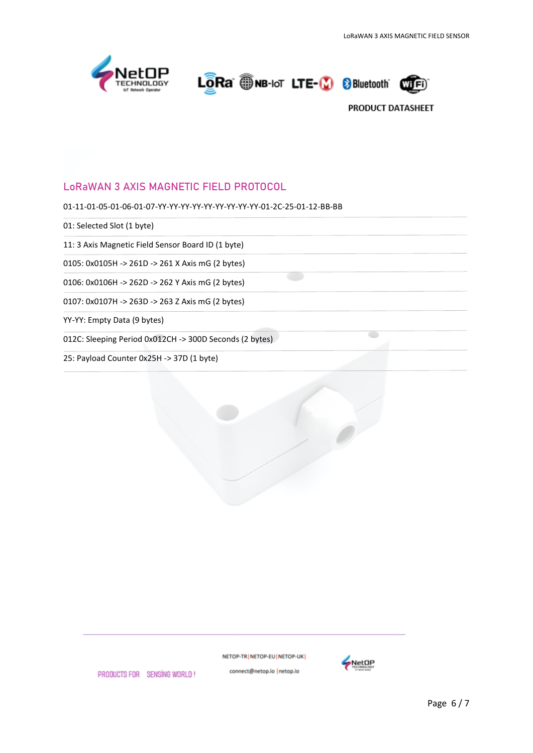## LoRaWAN 3 AXIS MAGNETIC FIELD PROTOCOL

01-11-01-05-01-06-01-07-YY-YY-YY-YY-YY-YY-YY-YY-YY-01-2C-25-01-12-BB-BB

01: Selected Slot (1 byte)

11: 3 Axis Magnetic Field Sensor Board ID (1 byte)

0105: 0x0105H -> 261D -> 261 X Axis mG (2 bytes)

0106: 0x0106H -> 262D -> 262 Y Axis mG (2 bytes)

0107: 0x0107H -> 263D -> 263 Z Axis mG (2 bytes)

YY-YY: Empty Data (9 bytes)

012C: Sleeping Period 0x012CH -> 300D Seconds (2 bytes)

25: Payload Counter 0x25H -> 37D (1 byte)

PRODUCTS FOR SENSING WORLD !

NETOP-TR | NETOP-EU | NETOP-UK |

connect@netop.io | netop.io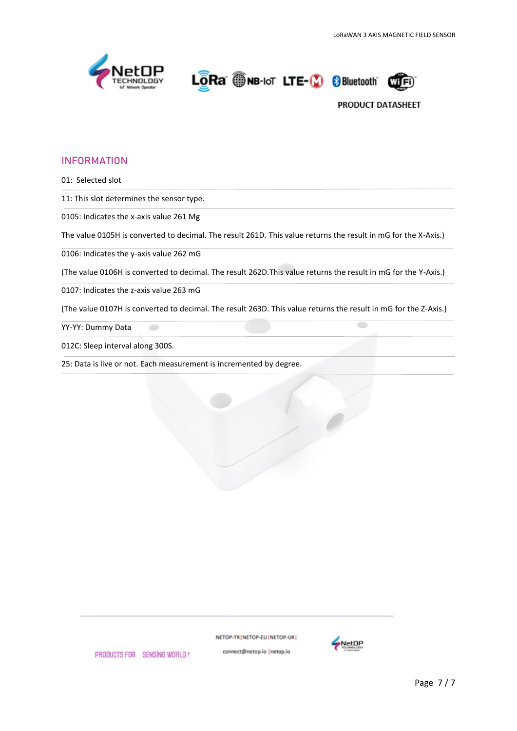## INFORMATION

01: Selected slot

11: This slot determines the sensor type.

0105: Indicates the x-axis value 261 Mg

The value 0105H is converted to decimal. The result 261D. This value returns the result in mG for the X-Axis.)

0106: Indicates the y-axis value 262 mG

(The value 0106H is converted to decimal. The result 262D.This value returns the result in mG for the Y-Axis.)

0107: Indicates the z-axis value 263 mG

(The value 0107H is converted to decimal. The result 263D. This value returns the result in mG for the Z-Axis.)

YY-YY: Dummy Data

012C: Sleep interval along 300S.

25: Data is live or not. Each measurement is incremented by degree.